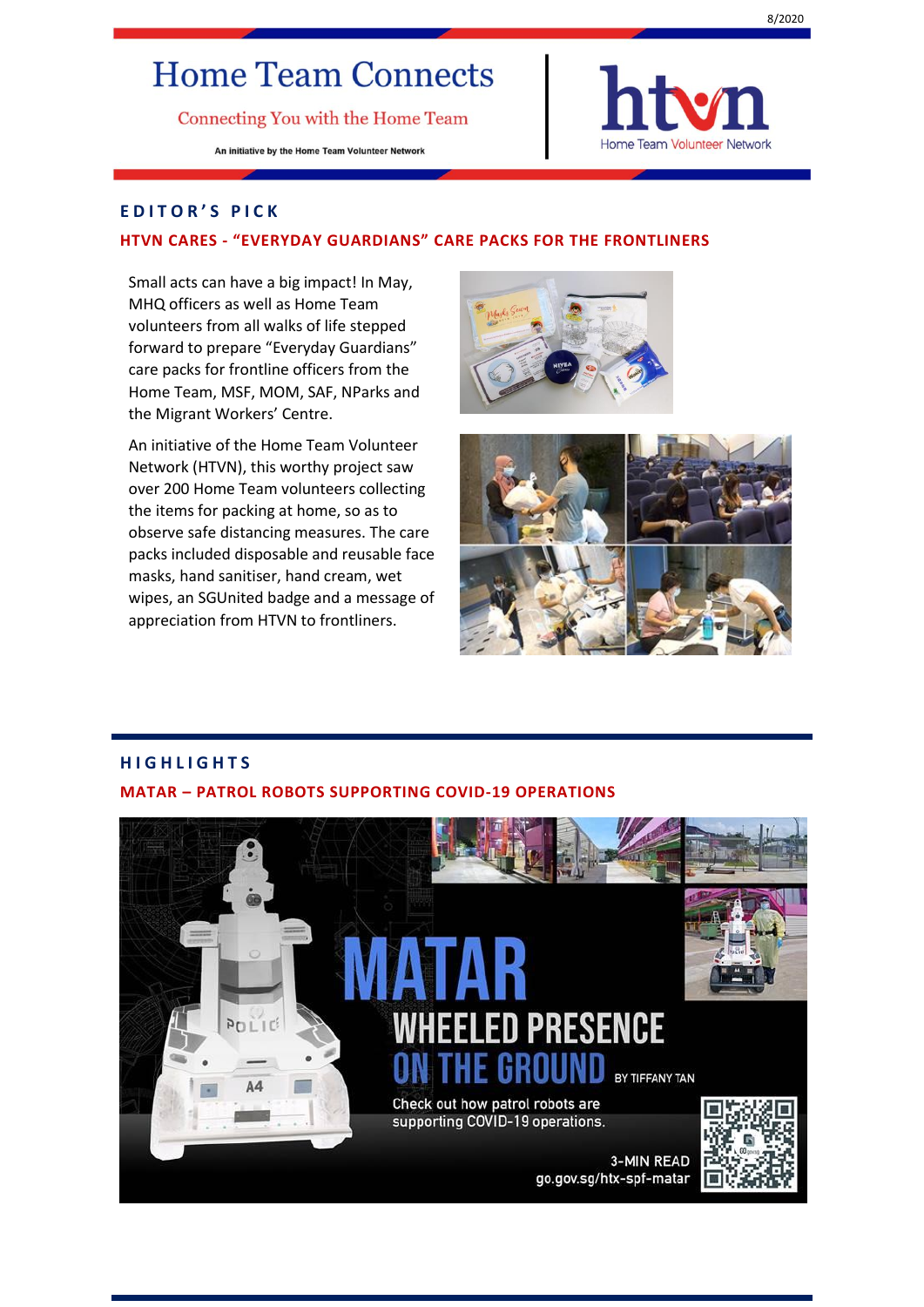# Home Team Connects

Connecting You with the Home Team

An initiative by the Home Team Volunteer Network

htvn
Home Team Volunteer Network

## EDITOR'S PICK

### HTVN CARES - "EVERYDAY GUARDIANS" CARE PACKS FOR THE FRONTLINERS

Small acts can have a big impact! In May, MHQ officers as well as Home Team volunteers from all walks of life stepped forward to prepare "Everyday Guardians" care packs for frontline officers from the Home Team, MSF, MOM, SAF, NParks and the Migrant Workers' Centre.

An initiative of the Home Team Volunteer Network (HTVN), this worthy project saw over 200 Home Team volunteers collecting the items for packing at home, so as to observe safe distancing measures. The care packs included disposable and reusable face masks, hand sanitiser, hand cream, wet wipes, an SGUnited badge and a message of appreciation from HTVN to frontliners.

## HIGHLIGHTS

### MATAR – PATROL ROBOTS SUPPORTING COVID-19 OPERATIONS

MATAR

WHEELED PRESENCE ON THE GROUND BY TIFFANY TAN

Check out how patrol robots are supporting COVID-19 operations.

3-MIN READ
go.gov.sg/htx-spf-matar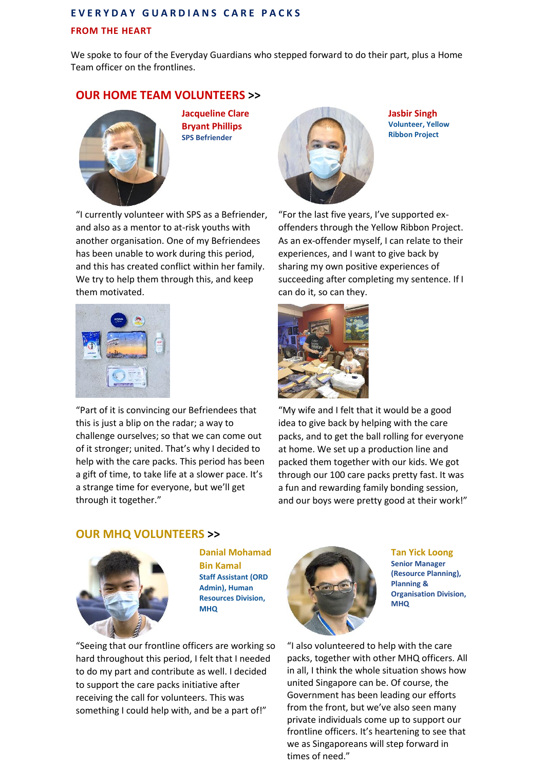# EVERYDAY GUARDIANS CARE PACKS

## FROM THE HEART

We spoke to four of the Everyday Guardians who stepped forward to do their part, plus a Home Team officer on the frontlines.

## OUR HOME TEAM VOLUNTEERS >>

### Jacqueline Clare Bryant Phillips

**SPS Befriender**

"I currently volunteer with SPS as a Befriender, and also as a mentor to at-risk youths with another organisation. One of my Befriendees has been unable to work during this period, and this has created conflict within her family. We try to help them through this, and keep them motivated.

"Part of it is convincing our Befriendees that this is just a blip on the radar; a way to challenge ourselves; so that we can come out of it stronger; united. That's why I decided to help with the care packs. This period has been a gift of time, to take life at a slower pace. It's a strange time for everyone, but we'll get through it together."

### Jasbir Singh

**Volunteer, Yellow Ribbon Project**

"For the last five years, I've supported ex-offenders through the Yellow Ribbon Project. As an ex-offender myself, I can relate to their experiences, and I want to give back by sharing my own positive experiences of succeeding after completing my sentence. If I can do it, so can they.

"My wife and I felt that it would be a good idea to give back by helping with the care packs, and to get the ball rolling for everyone at home. We set up a production line and packed them together with our kids. We got through our 100 care packs pretty fast. It was a fun and rewarding family bonding session, and our boys were pretty good at their work!"

## OUR MHQ VOLUNTEERS >>

### Danial Mohamad Bin Kamal

**Staff Assistant (ORD Admin), Human Resources Division, MHQ**

"Seeing that our frontline officers are working so hard throughout this period, I felt that I needed to do my part and contribute as well. I decided to support the care packs initiative after receiving the call for volunteers. This was something I could help with, and be a part of!"

### Tan Yick Loong

**Senior Manager (Resource Planning), Planning & Organisation Division, MHQ**

"I also volunteered to help with the care packs, together with other MHQ officers. All in all, I think the whole situation shows how united Singapore can be. Of course, the Government has been leading our efforts from the front, but we've also seen many private individuals come up to support our frontline officers. It's heartening to see that we as Singaporeans will step forward in times of need."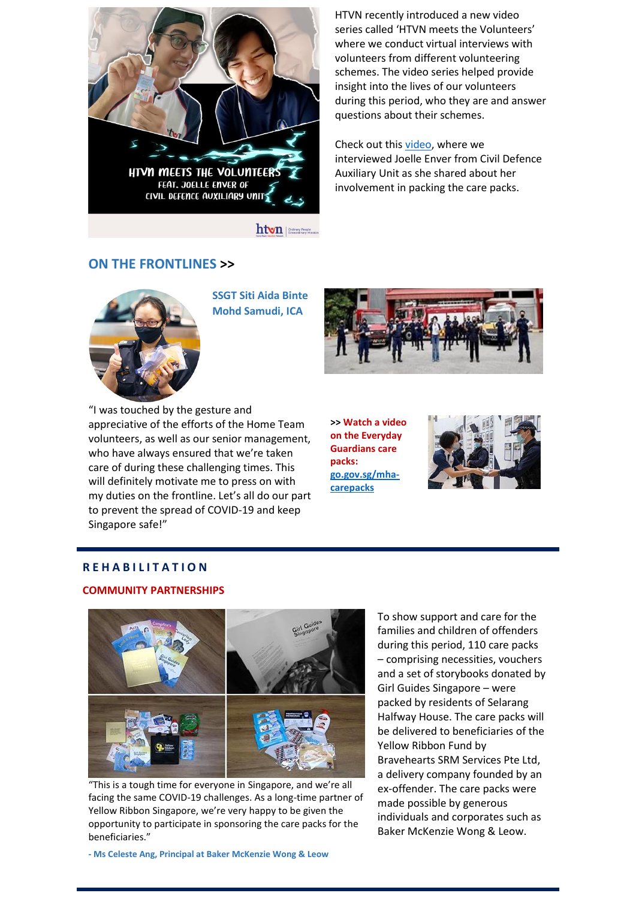HTVN recently introduced a new video series called 'HTVN meets the Volunteers' where we conduct virtual interviews with volunteers from different volunteering schemes. The video series helped provide insight into the lives of our volunteers during this period, who they are and answer questions about their schemes.

Check out this video, where we interviewed Joelle Enver from Civil Defence Auxiliary Unit as she shared about her involvement in packing the care packs.

## ON THE FRONTLINES >>

**SSGT Siti Aida Binte Mohd Samudi, ICA**

"I was touched by the gesture and appreciative of the efforts of the Home Team volunteers, as well as our senior management, who have always ensured that we're taken care of during these challenging times. This will definitely motivate me to press on with my duties on the frontline. Let's all do our part to prevent the spread of COVID-19 and keep Singapore safe!"

**>> Watch a video on the Everyday Guardians care packs: go.gov.sg/mha-carepacks**

## REHABILITATION

### COMMUNITY PARTNERSHIPS

To show support and care for the families and children of offenders during this period, 110 care packs – comprising necessities, vouchers and a set of storybooks donated by Girl Guides Singapore – were packed by residents of Selarang Halfway House. The care packs will be delivered to beneficiaries of the Yellow Ribbon Fund by Bravehearts SRM Services Pte Ltd, a delivery company founded by an ex-offender. The care packs were made possible by generous individuals and corporates such as Baker McKenzie Wong & Leow.

"This is a tough time for everyone in Singapore, and we're all facing the same COVID-19 challenges. As a long-time partner of Yellow Ribbon Singapore, we're very happy to be given the opportunity to participate in sponsoring the care packs for the beneficiaries."

**- Ms Celeste Ang, Principal at Baker McKenzie Wong & Leow**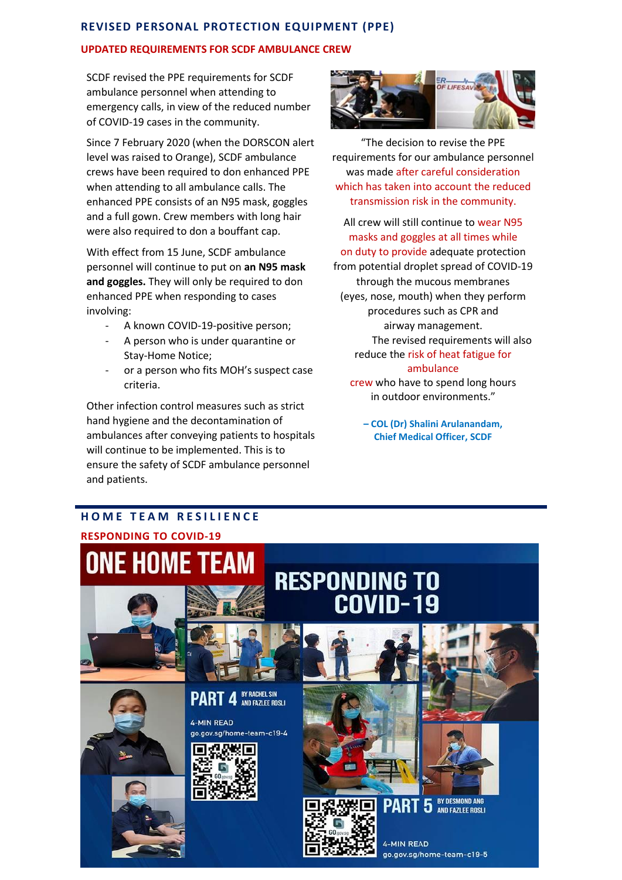## REVISED PERSONAL PROTECTION EQUIPMENT (PPE)

### UPDATED REQUIREMENTS FOR SCDF AMBULANCE CREW

SCDF revised the PPE requirements for SCDF ambulance personnel when attending to emergency calls, in view of the reduced number of COVID-19 cases in the community.

Since 7 February 2020 (when the DORSCON alert level was raised to Orange), SCDF ambulance crews have been required to don enhanced PPE when attending to all ambulance calls. The enhanced PPE consists of an N95 mask, goggles and a full gown. Crew members with long hair were also required to don a bouffant cap.

With effect from 15 June, SCDF ambulance personnel will continue to put on **an N95 mask and goggles.** They will only be required to don enhanced PPE when responding to cases involving:

- A known COVID-19-positive person;
- A person who is under quarantine or Stay-Home Notice;
- or a person who fits MOH's suspect case criteria.

Other infection control measures such as strict hand hygiene and the decontamination of ambulances after conveying patients to hospitals will continue to be implemented. This is to ensure the safety of SCDF ambulance personnel and patients.

"The decision to revise the PPE requirements for our ambulance personnel was made after careful consideration which has taken into account the reduced transmission risk in the community.

All crew will still continue to wear N95 masks and goggles at all times while on duty to provide adequate protection from potential droplet spread of COVID-19 through the mucous membranes (eyes, nose, mouth) when they perform procedures such as CPR and airway management.

The revised requirements will also reduce the risk of heat fatigue for ambulance crew who have to spend long hours in outdoor environments."

**– COL (Dr) Shalini Arulanandam, Chief Medical Officer, SCDF**

## HOME TEAM RESILIENCE

### RESPONDING TO COVID-19

ONE HOME TEAM

RESPONDING TO COVID-19

PART 4 BY RACHEL SIN AND FAZLEE ROSLI

4-MIN READ

go.gov.sg/home-team-c19-4

PART 5 BY DESMOND ANG AND FAZLEE ROSLI

4-MIN READ

go.gov.sg/home-team-c19-5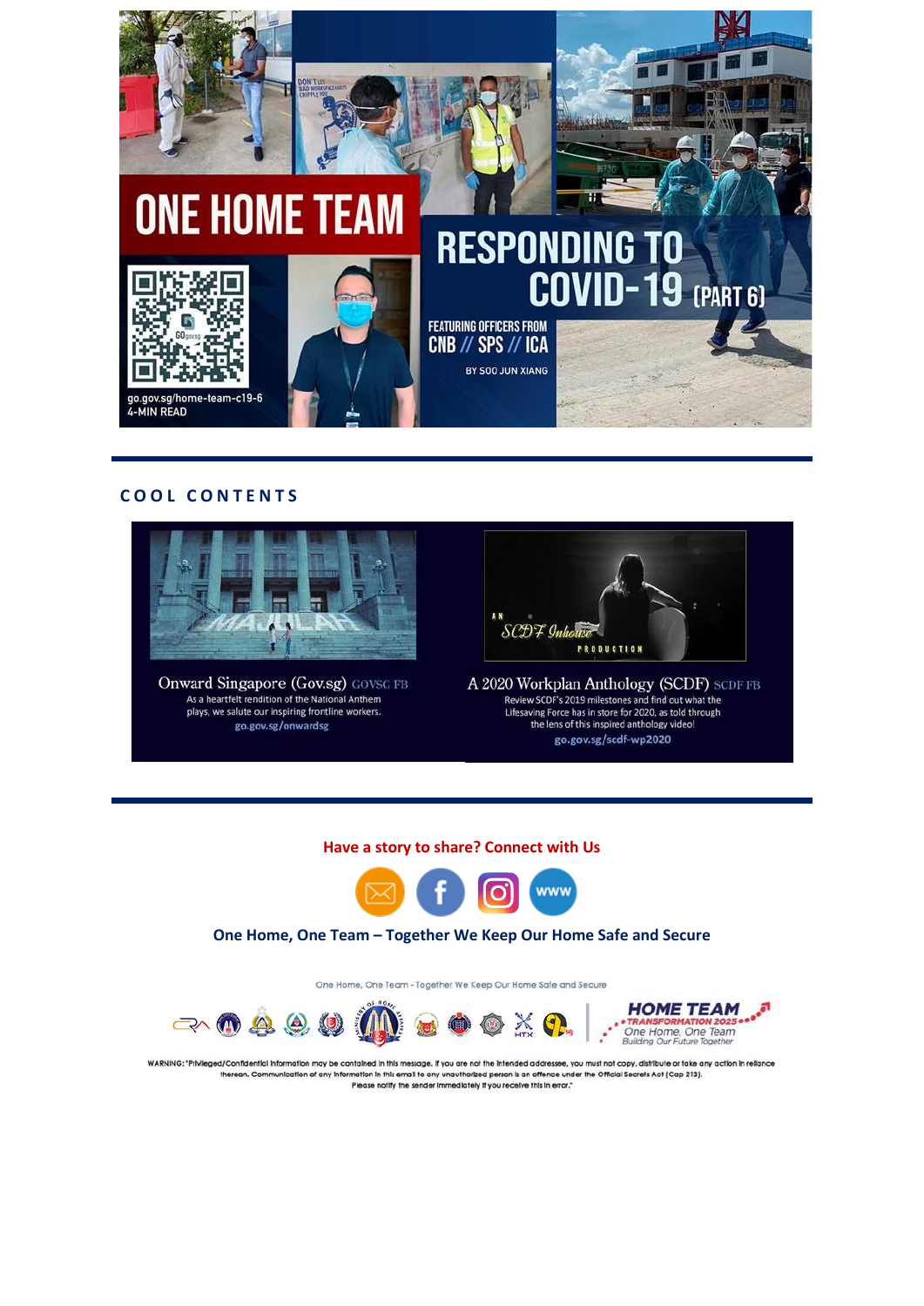# ONE HOME TEAM

## RESPONDING TO COVID-19 (PART 6)

FEATURING OFFICERS FROM CNB // SPS // ICA

BY SOO JUN XIANG

go.gov.sg/home-team-c19-6
4-MIN READ

---

## COOL CONTENTS

**Onward Singapore (Gov.sg)** GOVSG FB

As a heartfelt rendition of the National Anthem plays, we salute our inspiring frontline workers.

go.gov.sg/onwardsg

**A 2020 Workplan Anthology (SCDF)** SCDF FB

Review SCDF's 2019 milestones and find out what the Lifesaving Force has in store for 2020, as told through the lens of this inspired anthology video!

go.gov.sg/scdf-wp2020

---

**Have a story to share? Connect with Us**

**One Home, One Team – Together We Keep Our Home Safe and Secure**

One Home, One Team - Together We Keep Our Home Safe and Secure

HOME TEAM TRANSFORMATION 2025
One Home, One Team
Building Our Future Together

WARNING: "Privileged/Confidential information may be contained in this message. If you are not the intended addressee, you must not copy, distribute or take any action in reliance thereon. Communication of any information in this email to any unauthorized person is an offence under the Official Secrets Act (Cap 213). Please notify the sender immediately if you receive this in error."